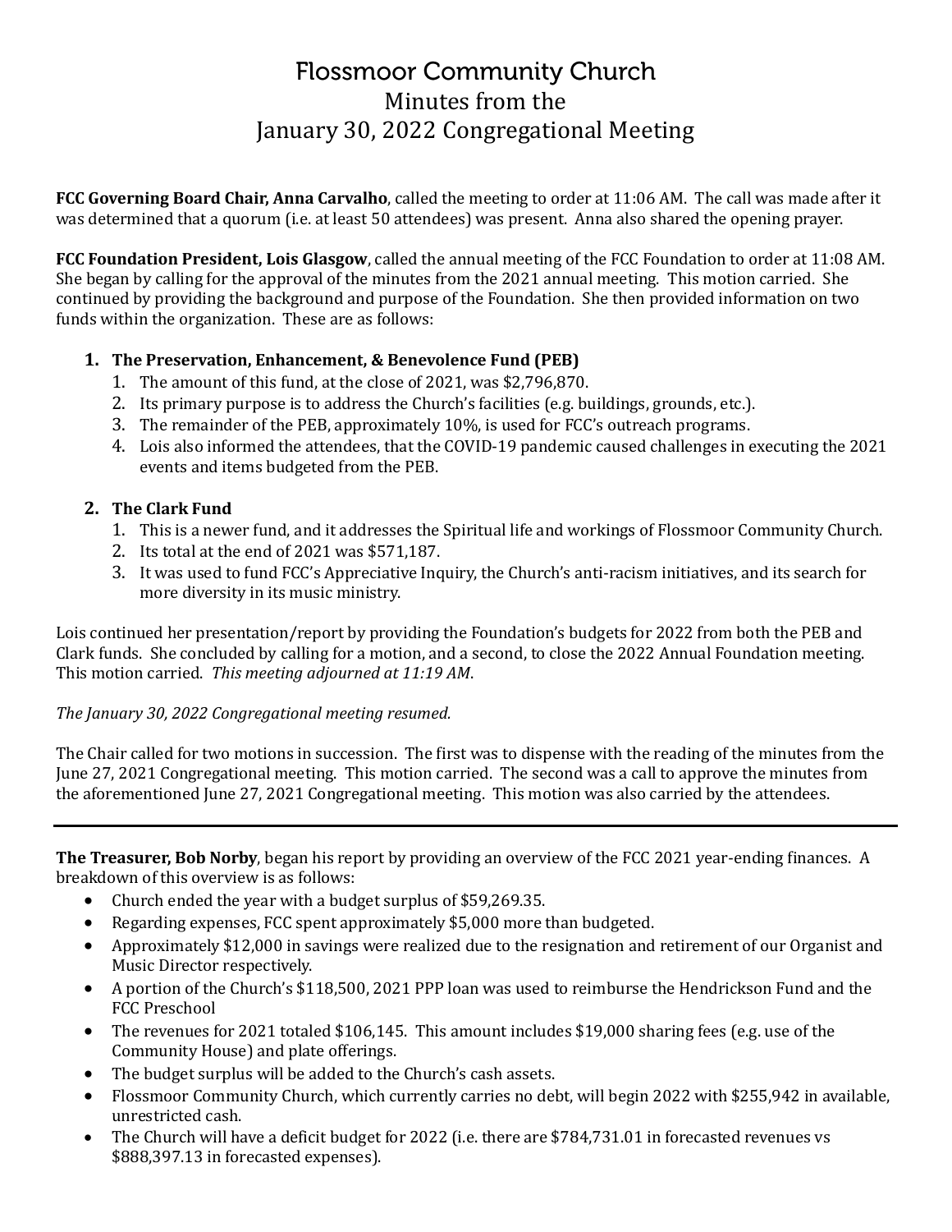# Flossmoor Community Church

## Minutes from the January 30, 2022 Congregational Meeting

**FCC Governing Board Chair, Anna Carvalho**, called the meeting to order at 11:06 AM. The call was made after it was determined that a quorum (i.e. at least 50 attendees) was present. Anna also shared the opening prayer.

**FCC Foundation President, Lois Glasgow**, called the annual meeting of the FCC Foundation to order at 11:08 AM. She began by calling for the approval of the minutes from the 2021 annual meeting. This motion carried. She continued by providing the background and purpose of the Foundation. She then provided information on two funds within the organization. These are as follows:

1. **The Preservation, Enhancement, & Benevolence Fund (PEB)**
    1. The amount of this fund, at the close of 2021, was $2,796,870.
    2. Its primary purpose is to address the Church's facilities (e.g. buildings, grounds, etc.).
    3. The remainder of the PEB, approximately 10%, is used for FCC's outreach programs.
    4. Lois also informed the attendees, that the COVID-19 pandemic caused challenges in executing the 2021 events and items budgeted from the PEB.
2. **The Clark Fund**
    1. This is a newer fund, and it addresses the Spiritual life and workings of Flossmoor Community Church.
    2. Its total at the end of 2021 was $571,187.
    3. It was used to fund FCC's Appreciative Inquiry, the Church's anti-racism initiatives, and its search for more diversity in its music ministry.

Lois continued her presentation/report by providing the Foundation's budgets for 2022 from both the PEB and Clark funds. She concluded by calling for a motion, and a second, to close the 2022 Annual Foundation meeting. This motion carried. *This meeting adjourned at 11:19 AM*.

*The January 30, 2022 Congregational meeting resumed.*

The Chair called for two motions in succession. The first was to dispense with the reading of the minutes from the June 27, 2021 Congregational meeting. This motion carried. The second was a call to approve the minutes from the aforementioned June 27, 2021 Congregational meeting. This motion was also carried by the attendees.

---

**The Treasurer, Bob Norby**, began his report by providing an overview of the FCC 2021 year-ending finances. A breakdown of this overview is as follows:

- Church ended the year with a budget surplus of $59,269.35.
- Regarding expenses, FCC spent approximately $5,000 more than budgeted.
- Approximately $12,000 in savings were realized due to the resignation and retirement of our Organist and Music Director respectively.
- A portion of the Church's $118,500, 2021 PPP loan was used to reimburse the Hendrickson Fund and the FCC Preschool
- The revenues for 2021 totaled $106,145. This amount includes $19,000 sharing fees (e.g. use of the Community House) and plate offerings.
- The budget surplus will be added to the Church's cash assets.
- Flossmoor Community Church, which currently carries no debt, will begin 2022 with $255,942 in available, unrestricted cash.
- The Church will have a deficit budget for 2022 (i.e. there are $784,731.01 in forecasted revenues vs $888,397.13 in forecasted expenses).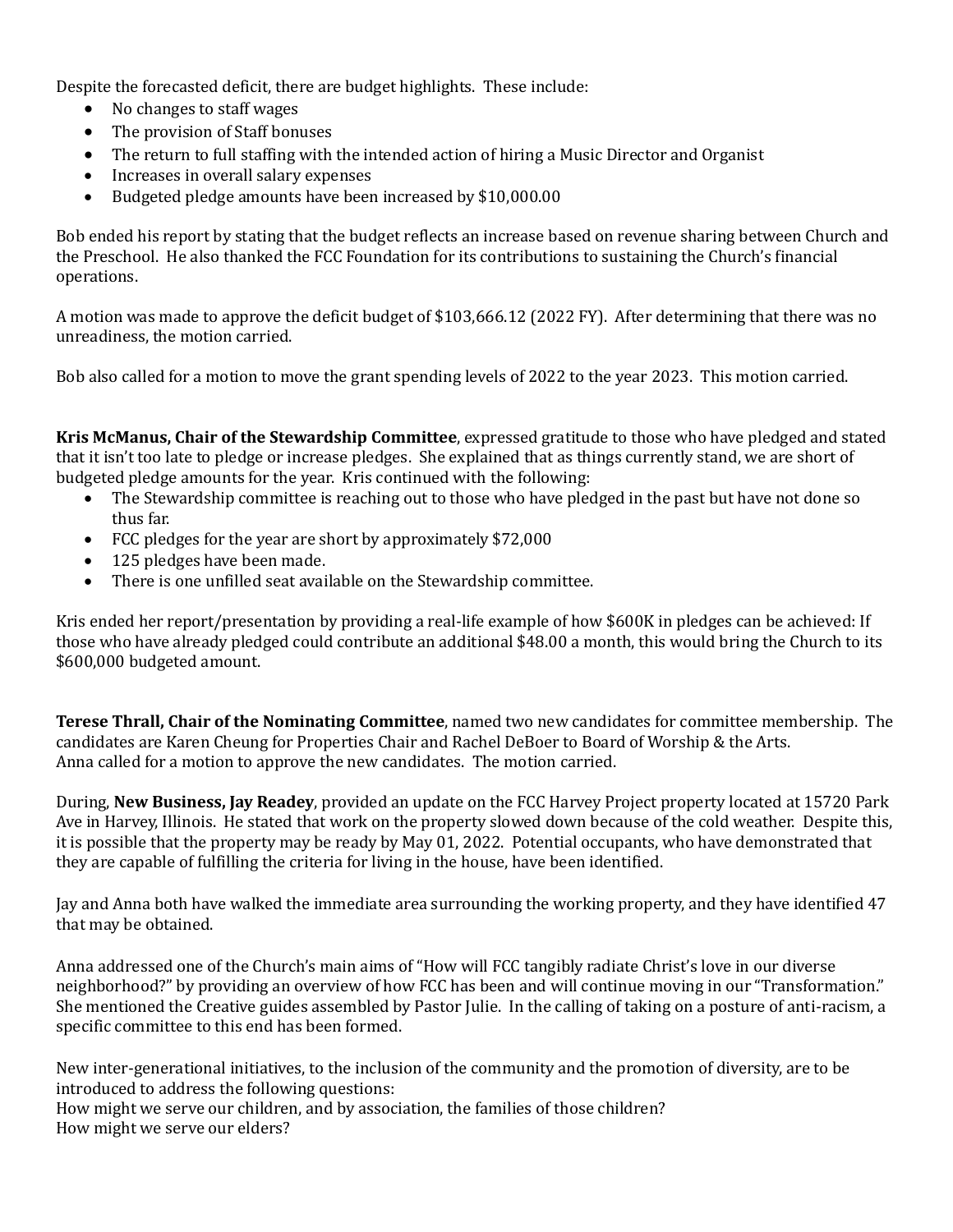Despite the forecasted deficit, there are budget highlights. These include:

- No changes to staff wages
- The provision of Staff bonuses
- The return to full staffing with the intended action of hiring a Music Director and Organist
- Increases in overall salary expenses
- Budgeted pledge amounts have been increased by $10,000.00

Bob ended his report by stating that the budget reflects an increase based on revenue sharing between Church and the Preschool. He also thanked the FCC Foundation for its contributions to sustaining the Church's financial operations.

A motion was made to approve the deficit budget of $103,666.12 (2022 FY). After determining that there was no unreadiness, the motion carried.

Bob also called for a motion to move the grant spending levels of 2022 to the year 2023. This motion carried.

**Kris McManus, Chair of the Stewardship Committee**, expressed gratitude to those who have pledged and stated that it isn't too late to pledge or increase pledges. She explained that as things currently stand, we are short of budgeted pledge amounts for the year. Kris continued with the following:

- The Stewardship committee is reaching out to those who have pledged in the past but have not done so thus far.
- FCC pledges for the year are short by approximately $72,000
- 125 pledges have been made.
- There is one unfilled seat available on the Stewardship committee.

Kris ended her report/presentation by providing a real-life example of how $600K in pledges can be achieved: If those who have already pledged could contribute an additional $48.00 a month, this would bring the Church to its $600,000 budgeted amount.

**Terese Thrall, Chair of the Nominating Committee**, named two new candidates for committee membership. The candidates are Karen Cheung for Properties Chair and Rachel DeBoer to Board of Worship & the Arts.
Anna called for a motion to approve the new candidates. The motion carried.

During, **New Business, Jay Readey**, provided an update on the FCC Harvey Project property located at 15720 Park Ave in Harvey, Illinois. He stated that work on the property slowed down because of the cold weather. Despite this, it is possible that the property may be ready by May 01, 2022. Potential occupants, who have demonstrated that they are capable of fulfilling the criteria for living in the house, have been identified.

Jay and Anna both have walked the immediate area surrounding the working property, and they have identified 47 that may be obtained.

Anna addressed one of the Church's main aims of "How will FCC tangibly radiate Christ's love in our diverse neighborhood?" by providing an overview of how FCC has been and will continue moving in our "Transformation." She mentioned the Creative guides assembled by Pastor Julie. In the calling of taking on a posture of anti-racism, a specific committee to this end has been formed.

New inter-generational initiatives, to the inclusion of the community and the promotion of diversity, are to be introduced to address the following questions:
How might we serve our children, and by association, the families of those children?
How might we serve our elders?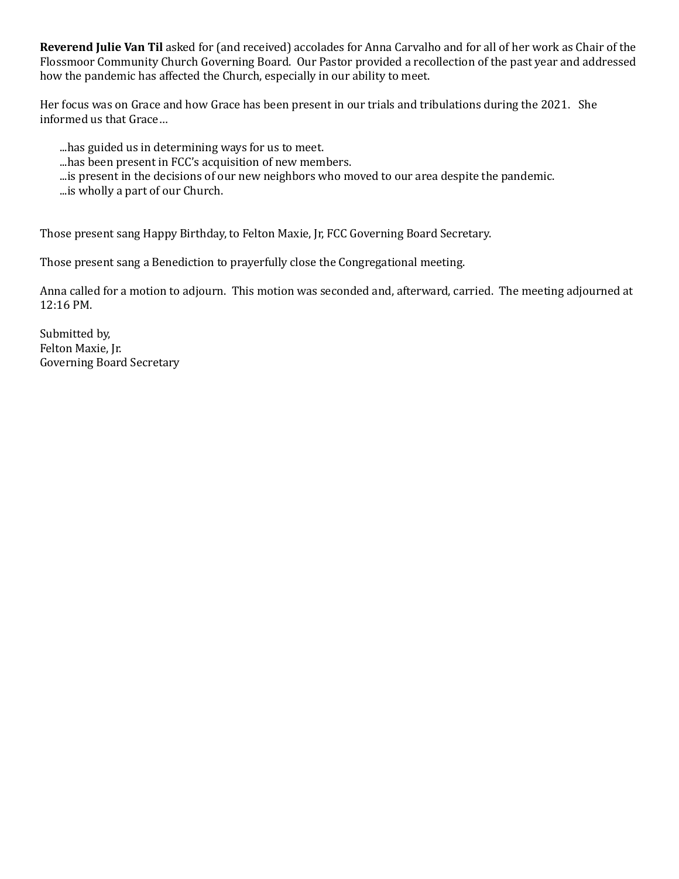**Reverend Julie Van Til** asked for (and received) accolades for Anna Carvalho and for all of her work as Chair of the Flossmoor Community Church Governing Board. Our Pastor provided a recollection of the past year and addressed how the pandemic has affected the Church, especially in our ability to meet.

Her focus was on Grace and how Grace has been present in our trials and tribulations during the 2021. She informed us that Grace…

...has guided us in determining ways for us to meet.
...has been present in FCC's acquisition of new members.
...is present in the decisions of our new neighbors who moved to our area despite the pandemic.
...is wholly a part of our Church.

Those present sang Happy Birthday, to Felton Maxie, Jr, FCC Governing Board Secretary.

Those present sang a Benediction to prayerfully close the Congregational meeting.

Anna called for a motion to adjourn. This motion was seconded and, afterward, carried. The meeting adjourned at 12:16 PM.

Submitted by,
Felton Maxie, Jr.
Governing Board Secretary